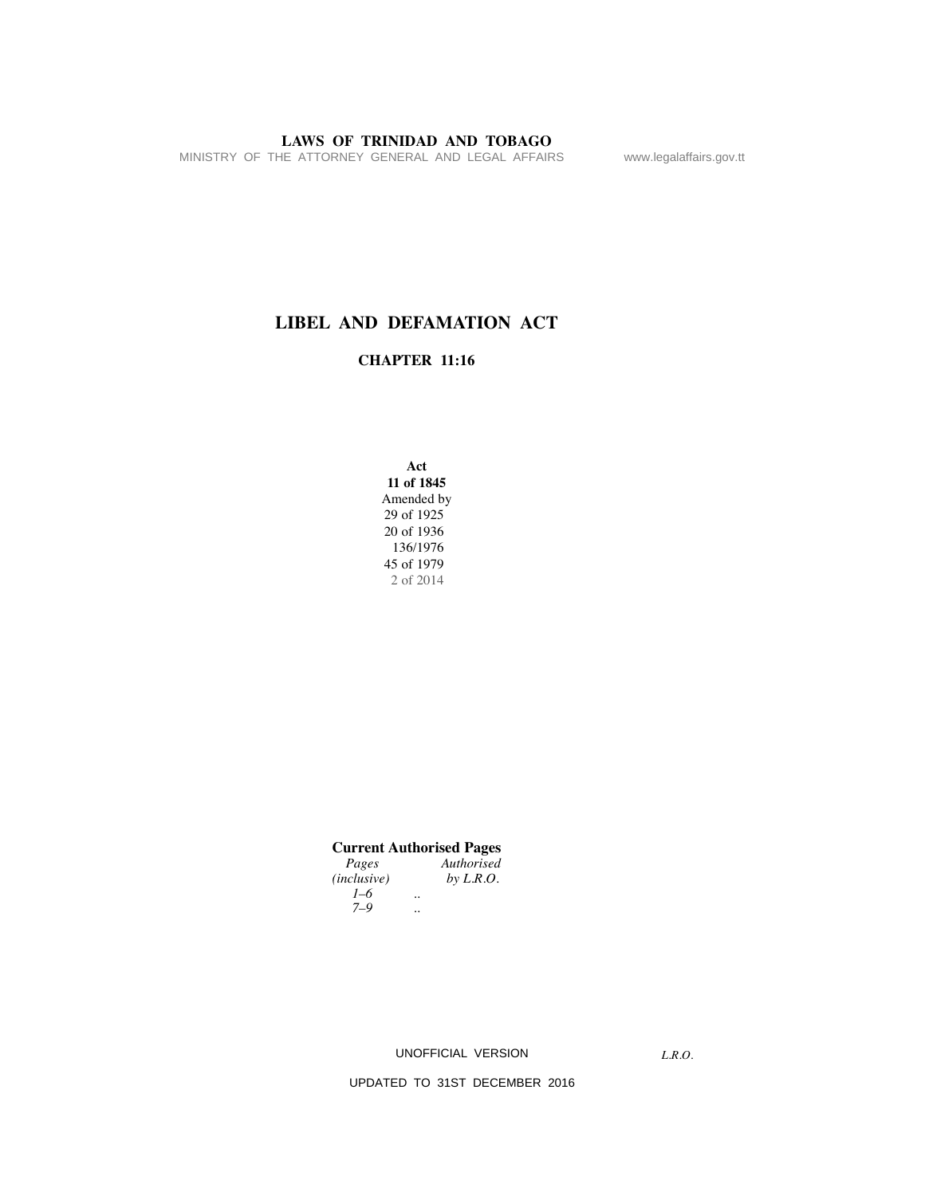# LIBEL AND DEFAMATION ACT

## CHAPTER 11:16

**Act**
**11 of 1845**
Amended by
29 of 1925
20 of 1936
136/1976
45 of 1979
2 of 2014

**Current Authorised Pages**

| *Pages (inclusive)* | | *Authorised by L.R.O.* |
|---|---|---|
| *1–6* | .. | |
| *7–9* | .. | |

UNOFFICIAL VERSION

UPDATED TO 31ST DECEMBER 2016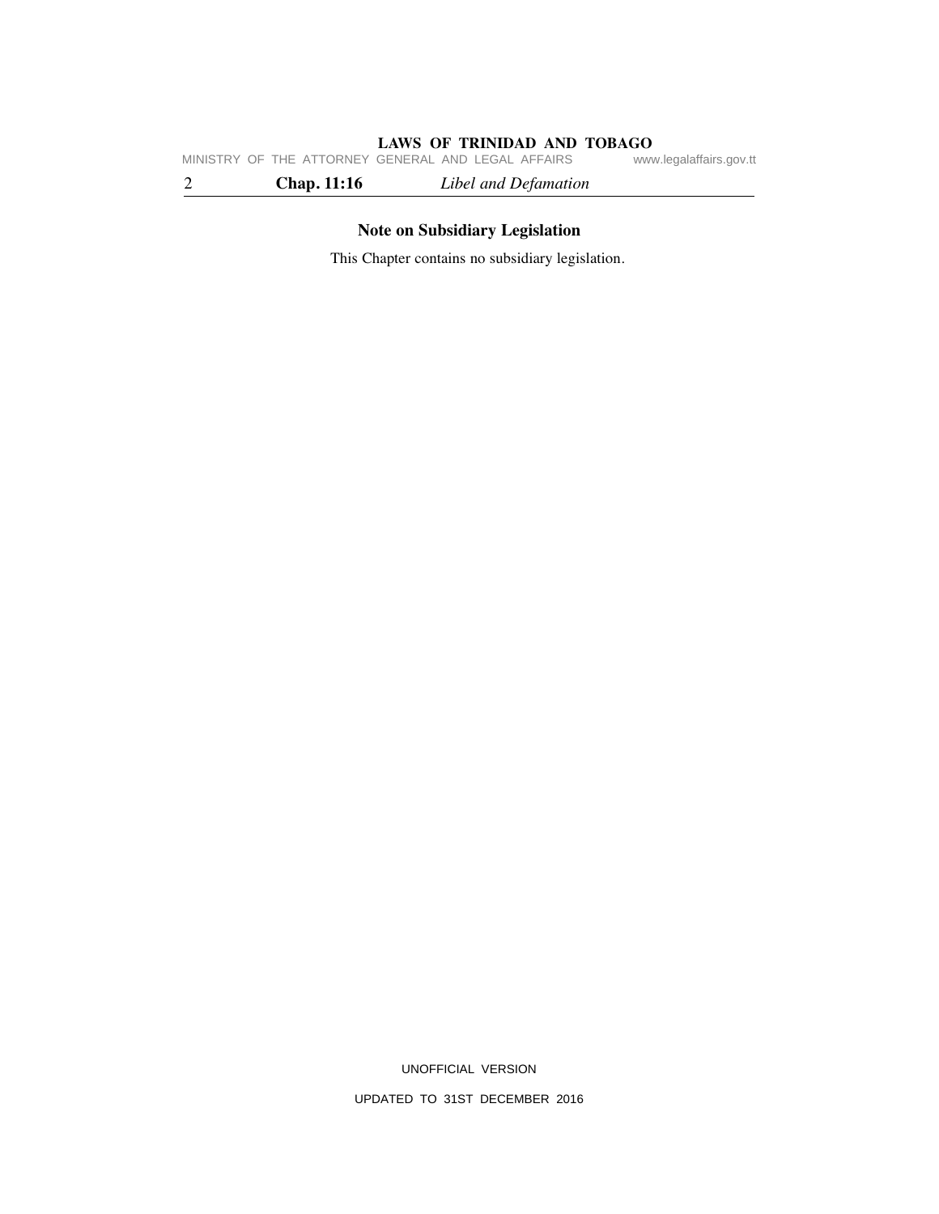## Note on Subsidiary Legislation

This Chapter contains no subsidiary legislation.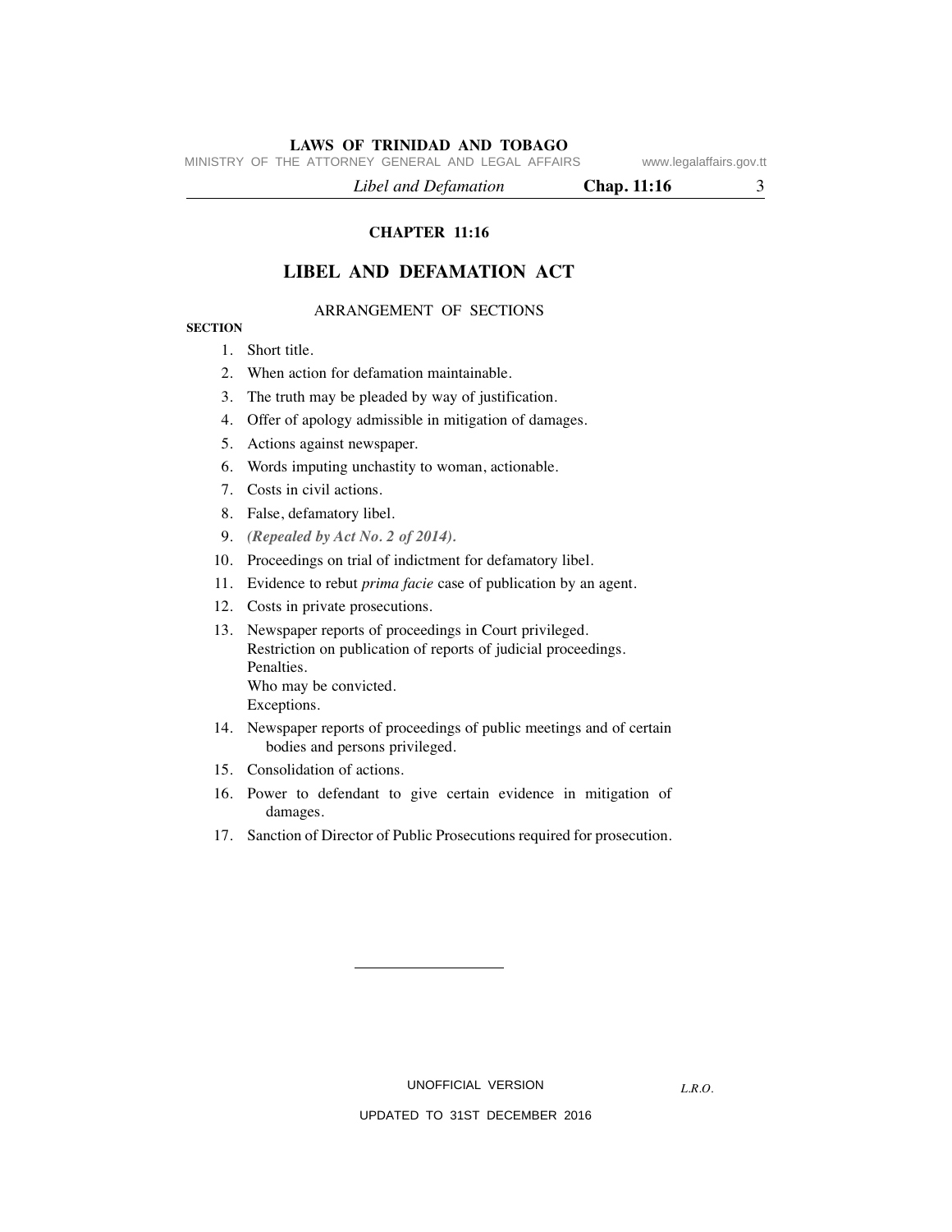## CHAPTER 11:16

# LIBEL AND DEFAMATION ACT

ARRANGEMENT OF SECTIONS

**SECTION**

1. Short title.
2. When action for defamation maintainable.
3. The truth may be pleaded by way of justification.
4. Offer of apology admissible in mitigation of damages.
5. Actions against newspaper.
6. Words imputing unchastity to woman, actionable.
7. Costs in civil actions.
8. False, defamatory libel.
9. ***(Repealed by Act No. 2 of 2014).***
10. Proceedings on trial of indictment for defamatory libel.
11. Evidence to rebut *prima facie* case of publication by an agent.
12. Costs in private prosecutions.
13. Newspaper reports of proceedings in Court privileged.
    Restriction on publication of reports of judicial proceedings.
    Penalties.
    Who may be convicted.
    Exceptions.
14. Newspaper reports of proceedings of public meetings and of certain bodies and persons privileged.
15. Consolidation of actions.
16. Power to defendant to give certain evidence in mitigation of damages.
17. Sanction of Director of Public Prosecutions required for prosecution.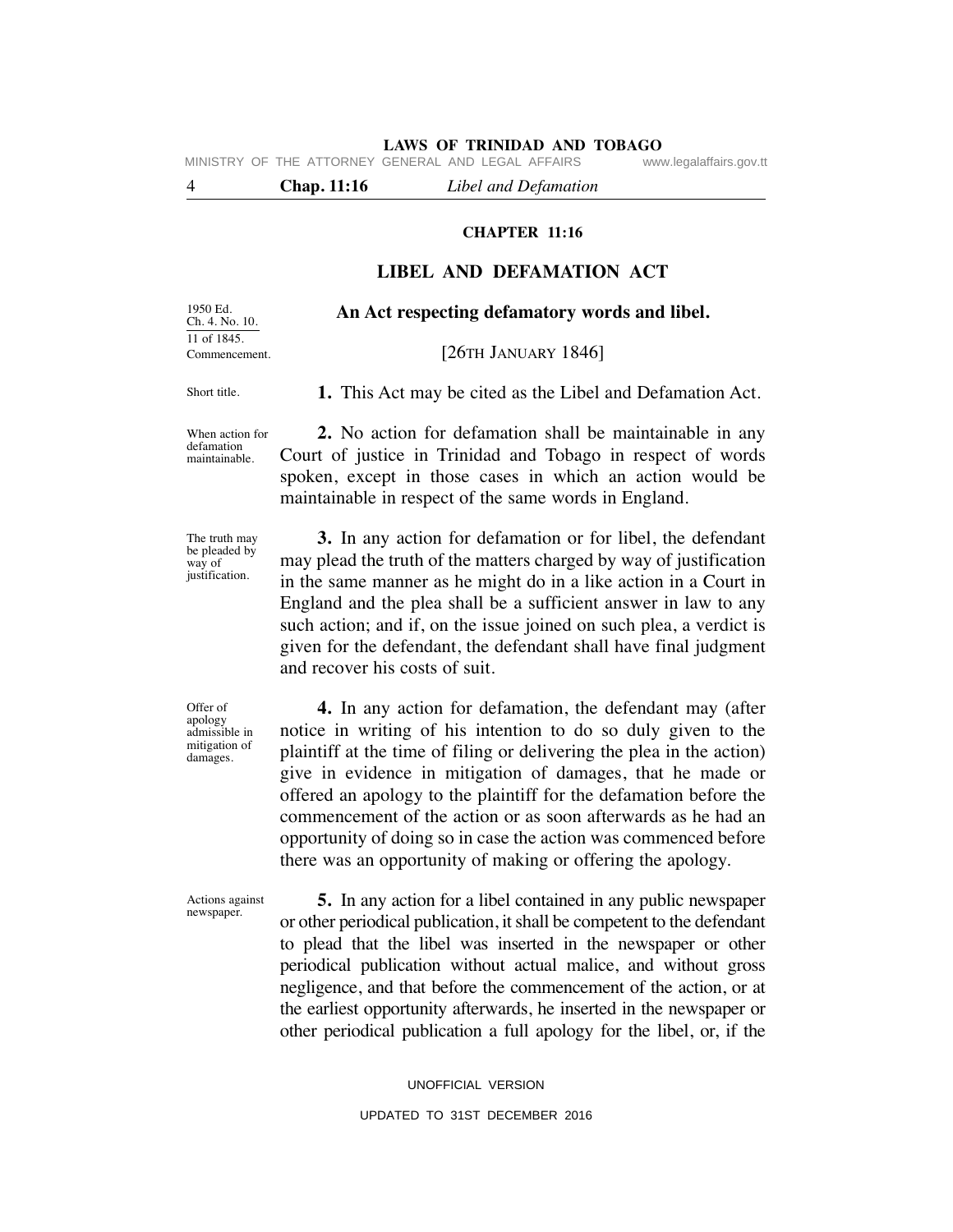## CHAPTER 11:16

# LIBEL AND DEFAMATION ACT

1950 Ed. Ch. 4. No. 10.

11 of 1845.

**An Act respecting defamatory words and libel.**

Commencement.

[26TH JANUARY 1846]

Short title.

**1.** This Act may be cited as the Libel and Defamation Act.

When action for defamation maintainable.

**2.** No action for defamation shall be maintainable in any Court of justice in Trinidad and Tobago in respect of words spoken, except in those cases in which an action would be maintainable in respect of the same words in England.

The truth may be pleaded by way of justification.

**3.** In any action for defamation or for libel, the defendant may plead the truth of the matters charged by way of justification in the same manner as he might do in a like action in a Court in England and the plea shall be a sufficient answer in law to any such action; and if, on the issue joined on such plea, a verdict is given for the defendant, the defendant shall have final judgment and recover his costs of suit.

Offer of apology admissible in mitigation of damages.

**4.** In any action for defamation, the defendant may (after notice in writing of his intention to do so duly given to the plaintiff at the time of filing or delivering the plea in the action) give in evidence in mitigation of damages, that he made or offered an apology to the plaintiff for the defamation before the commencement of the action or as soon afterwards as he had an opportunity of doing so in case the action was commenced before there was an opportunity of making or offering the apology.

Actions against newspaper.

**5.** In any action for a libel contained in any public newspaper or other periodical publication, it shall be competent to the defendant to plead that the libel was inserted in the newspaper or other periodical publication without actual malice, and without gross negligence, and that before the commencement of the action, or at the earliest opportunity afterwards, he inserted in the newspaper or other periodical publication a full apology for the libel, or, if the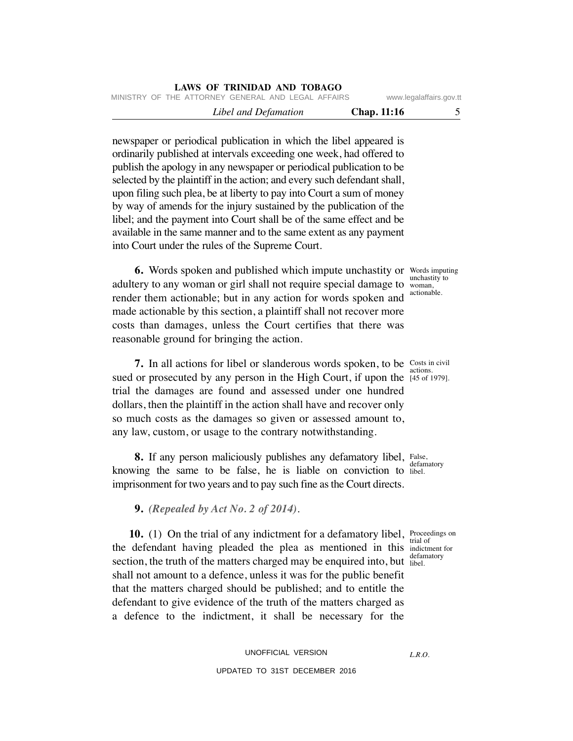newspaper or periodical publication in which the libel appeared is ordinarily published at intervals exceeding one week, had offered to publish the apology in any newspaper or periodical publication to be selected by the plaintiff in the action; and every such defendant shall, upon filing such plea, be at liberty to pay into Court a sum of money by way of amends for the injury sustained by the publication of the libel; and the payment into Court shall be of the same effect and be available in the same manner and to the same extent as any payment into Court under the rules of the Supreme Court.

Words imputing unchastity to woman, actionable.

**6.** Words spoken and published which impute unchastity or adultery to any woman or girl shall not require special damage to render them actionable; but in any action for words spoken and made actionable by this section, a plaintiff shall not recover more costs than damages, unless the Court certifies that there was reasonable ground for bringing the action.

Costs in civil actions. [45 of 1979].

**7.** In all actions for libel or slanderous words spoken, to be sued or prosecuted by any person in the High Court, if upon the trial the damages are found and assessed under one hundred dollars, then the plaintiff in the action shall have and recover only so much costs as the damages so given or assessed amount to, any law, custom, or usage to the contrary notwithstanding.

False, defamatory libel.

**8.** If any person maliciously publishes any defamatory libel, knowing the same to be false, he is liable on conviction to imprisonment for two years and to pay such fine as the Court directs.

**9.** *(Repealed by Act No. 2 of 2014).*

Proceedings on trial of indictment for defamatory libel.

**10.** (1) On the trial of any indictment for a defamatory libel, the defendant having pleaded the plea as mentioned in this section, the truth of the matters charged may be enquired into, but shall not amount to a defence, unless it was for the public benefit that the matters charged should be published; and to entitle the defendant to give evidence of the truth of the matters charged as a defence to the indictment, it shall be necessary for the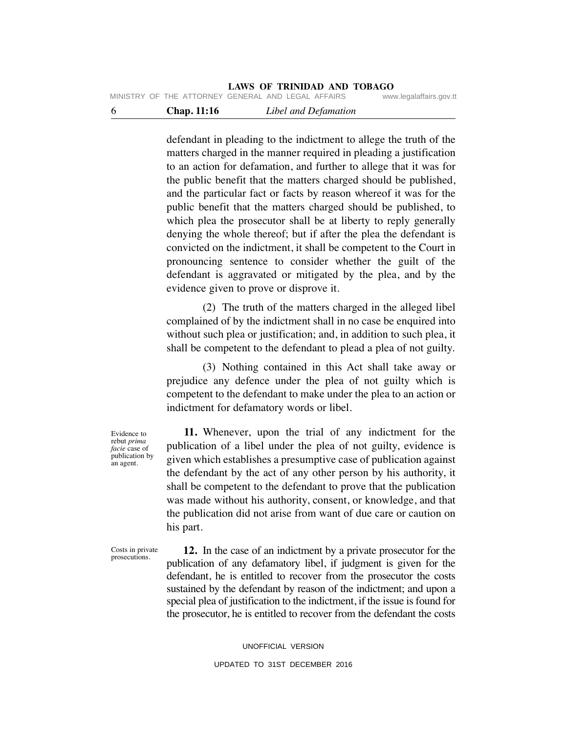defendant in pleading to the indictment to allege the truth of the matters charged in the manner required in pleading a justification to an action for defamation, and further to allege that it was for the public benefit that the matters charged should be published, and the particular fact or facts by reason whereof it was for the public benefit that the matters charged should be published, to which plea the prosecutor shall be at liberty to reply generally denying the whole thereof; but if after the plea the defendant is convicted on the indictment, it shall be competent to the Court in pronouncing sentence to consider whether the guilt of the defendant is aggravated or mitigated by the plea, and by the evidence given to prove or disprove it.

(2) The truth of the matters charged in the alleged libel complained of by the indictment shall in no case be enquired into without such plea or justification; and, in addition to such plea, it shall be competent to the defendant to plead a plea of not guilty.

(3) Nothing contained in this Act shall take away or prejudice any defence under the plea of not guilty which is competent to the defendant to make under the plea to an action or indictment for defamatory words or libel.

Evidence to rebut *prima facie* case of publication by an agent.

**11.** Whenever, upon the trial of any indictment for the publication of a libel under the plea of not guilty, evidence is given which establishes a presumptive case of publication against the defendant by the act of any other person by his authority, it shall be competent to the defendant to prove that the publication was made without his authority, consent, or knowledge, and that the publication did not arise from want of due care or caution on his part.

Costs in private prosecutions.

**12.** In the case of an indictment by a private prosecutor for the publication of any defamatory libel, if judgment is given for the defendant, he is entitled to recover from the prosecutor the costs sustained by the defendant by reason of the indictment; and upon a special plea of justification to the indictment, if the issue is found for the prosecutor, he is entitled to recover from the defendant the costs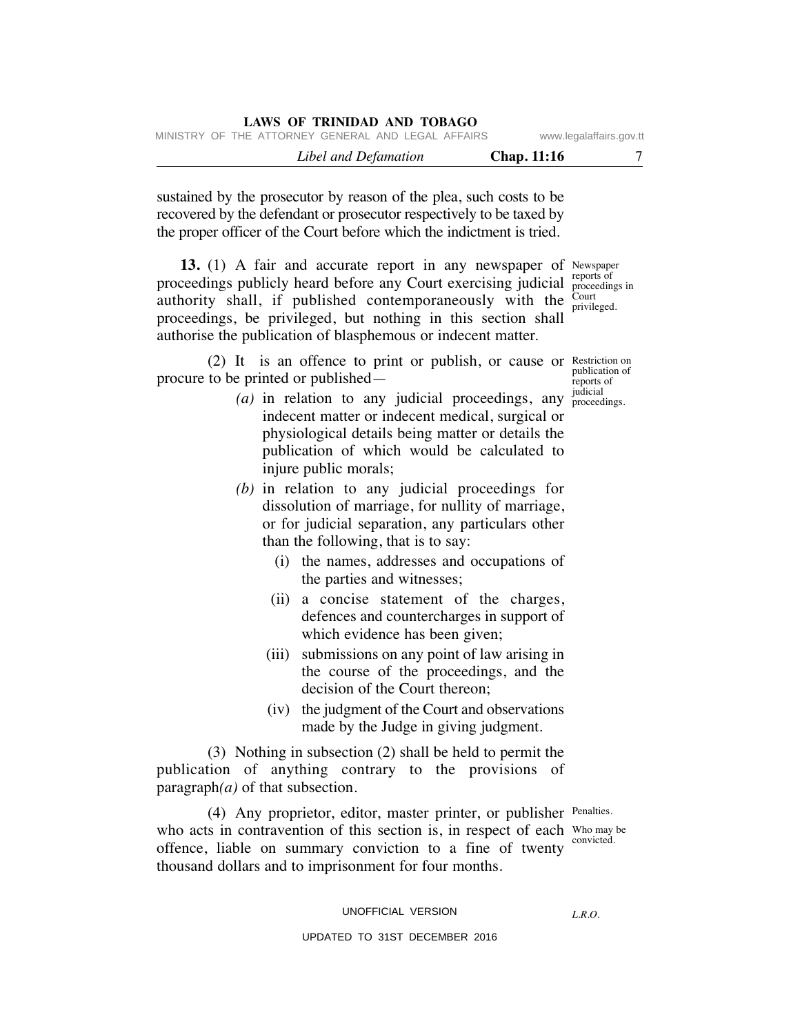sustained by the prosecutor by reason of the plea, such costs to be recovered by the defendant or prosecutor respectively to be taxed by the proper officer of the Court before which the indictment is tried.

Newspaper reports of proceedings in Court privileged.

**13.** (1) A fair and accurate report in any newspaper of proceedings publicly heard before any Court exercising judicial authority shall, if published contemporaneously with the proceedings, be privileged, but nothing in this section shall authorise the publication of blasphemous or indecent matter.

Restriction on publication of reports of judicial proceedings.

(2) It is an offence to print or publish, or cause or procure to be printed or published—

*(a)* in relation to any judicial proceedings, any indecent matter or indecent medical, surgical or physiological details being matter or details the publication of which would be calculated to injure public morals;

*(b)* in relation to any judicial proceedings for dissolution of marriage, for nullity of marriage, or for judicial separation, any particulars other than the following, that is to say:

(i) the names, addresses and occupations of the parties and witnesses;

(ii) a concise statement of the charges, defences and countercharges in support of which evidence has been given;

(iii) submissions on any point of law arising in the course of the proceedings, and the decision of the Court thereon;

(iv) the judgment of the Court and observations made by the Judge in giving judgment.

(3) Nothing in subsection (2) shall be held to permit the publication of anything contrary to the provisions of paragraph*(a)* of that subsection.

Penalties.

Who may be convicted.

(4) Any proprietor, editor, master printer, or publisher who acts in contravention of this section is, in respect of each offence, liable on summary conviction to a fine of twenty thousand dollars and to imprisonment for four months.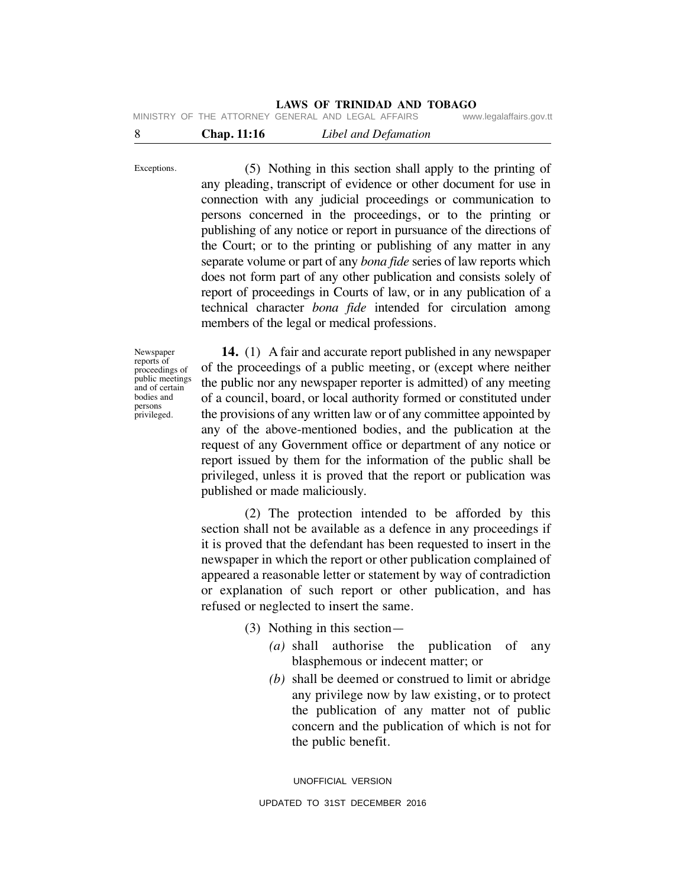Exceptions.

(5) Nothing in this section shall apply to the printing of any pleading, transcript of evidence or other document for use in connection with any judicial proceedings or communication to persons concerned in the proceedings, or to the printing or publishing of any notice or report in pursuance of the directions of the Court; or to the printing or publishing of any matter in any separate volume or part of any *bona fide* series of law reports which does not form part of any other publication and consists solely of report of proceedings in Courts of law, or in any publication of a technical character *bona fide* intended for circulation among members of the legal or medical professions.

Newspaper reports of proceedings of public meetings and of certain bodies and persons privileged.

**14.** (1) A fair and accurate report published in any newspaper of the proceedings of a public meeting, or (except where neither the public nor any newspaper reporter is admitted) of any meeting of a council, board, or local authority formed or constituted under the provisions of any written law or of any committee appointed by any of the above-mentioned bodies, and the publication at the request of any Government office or department of any notice or report issued by them for the information of the public shall be privileged, unless it is proved that the report or publication was published or made maliciously.

(2) The protection intended to be afforded by this section shall not be available as a defence in any proceedings if it is proved that the defendant has been requested to insert in the newspaper in which the report or other publication complained of appeared a reasonable letter or statement by way of contradiction or explanation of such report or other publication, and has refused or neglected to insert the same.

(3) Nothing in this section—

*(a)* shall authorise the publication of any blasphemous or indecent matter; or

*(b)* shall be deemed or construed to limit or abridge any privilege now by law existing, or to protect the publication of any matter not of public concern and the publication of which is not for the public benefit.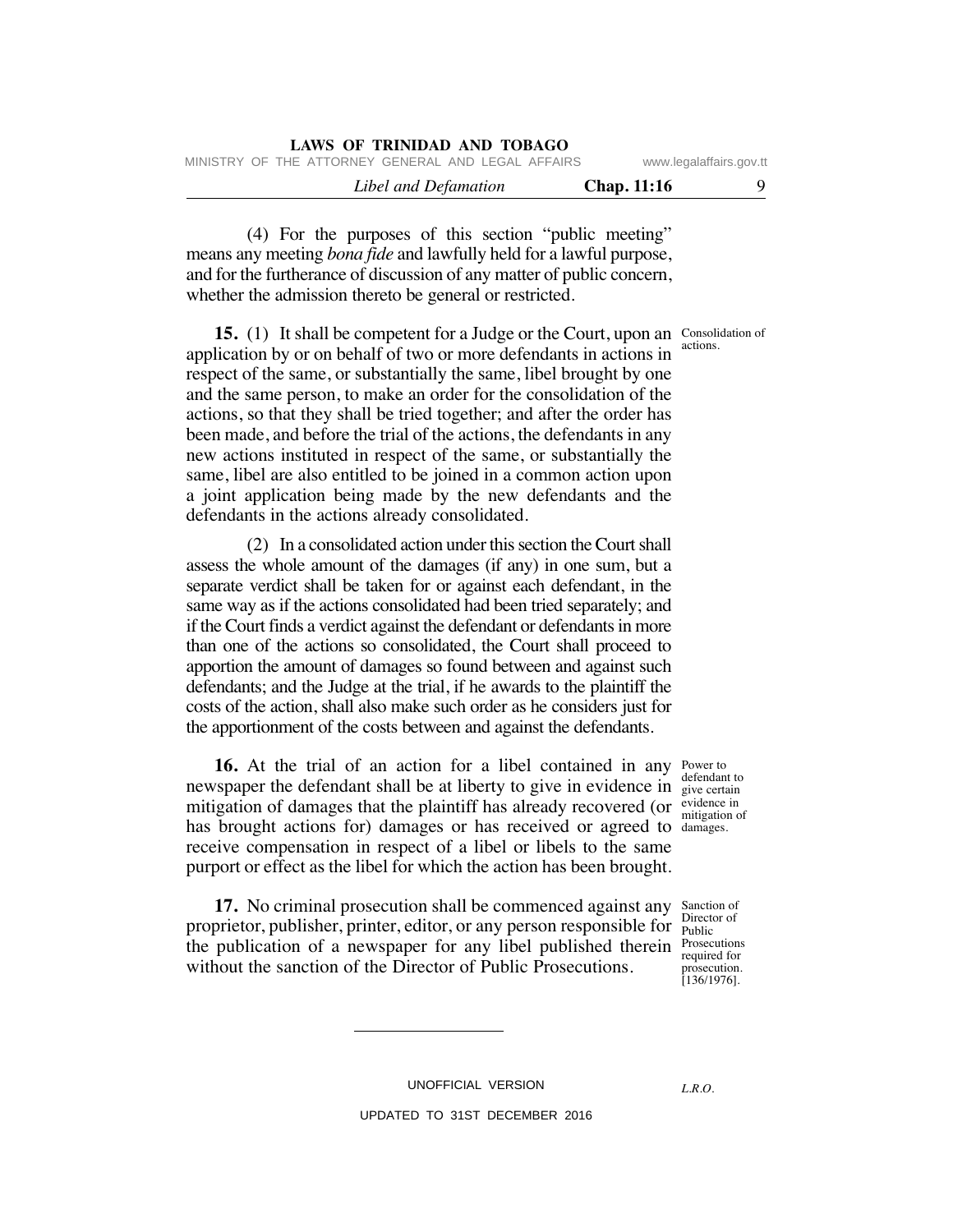(4) For the purposes of this section "public meeting" means any meeting *bona fide* and lawfully held for a lawful purpose, and for the furtherance of discussion of any matter of public concern, whether the admission thereto be general or restricted.

Consolidation of actions.

**15.** (1) It shall be competent for a Judge or the Court, upon an application by or on behalf of two or more defendants in actions in respect of the same, or substantially the same, libel brought by one and the same person, to make an order for the consolidation of the actions, so that they shall be tried together; and after the order has been made, and before the trial of the actions, the defendants in any new actions instituted in respect of the same, or substantially the same, libel are also entitled to be joined in a common action upon a joint application being made by the new defendants and the defendants in the actions already consolidated.

(2) In a consolidated action under this section the Court shall assess the whole amount of the damages (if any) in one sum, but a separate verdict shall be taken for or against each defendant, in the same way as if the actions consolidated had been tried separately; and if the Court finds a verdict against the defendant or defendants in more than one of the actions so consolidated, the Court shall proceed to apportion the amount of damages so found between and against such defendants; and the Judge at the trial, if he awards to the plaintiff the costs of the action, shall also make such order as he considers just for the apportionment of the costs between and against the defendants.

Power to defendant to give certain evidence in mitigation of damages.

**16.** At the trial of an action for a libel contained in any newspaper the defendant shall be at liberty to give in evidence in mitigation of damages that the plaintiff has already recovered (or has brought actions for) damages or has received or agreed to receive compensation in respect of a libel or libels to the same purport or effect as the libel for which the action has been brought.

Sanction of Director of Public Prosecutions required for prosecution. [136/1976].

**17.** No criminal prosecution shall be commenced against any proprietor, publisher, printer, editor, or any person responsible for the publication of a newspaper for any libel published therein without the sanction of the Director of Public Prosecutions.